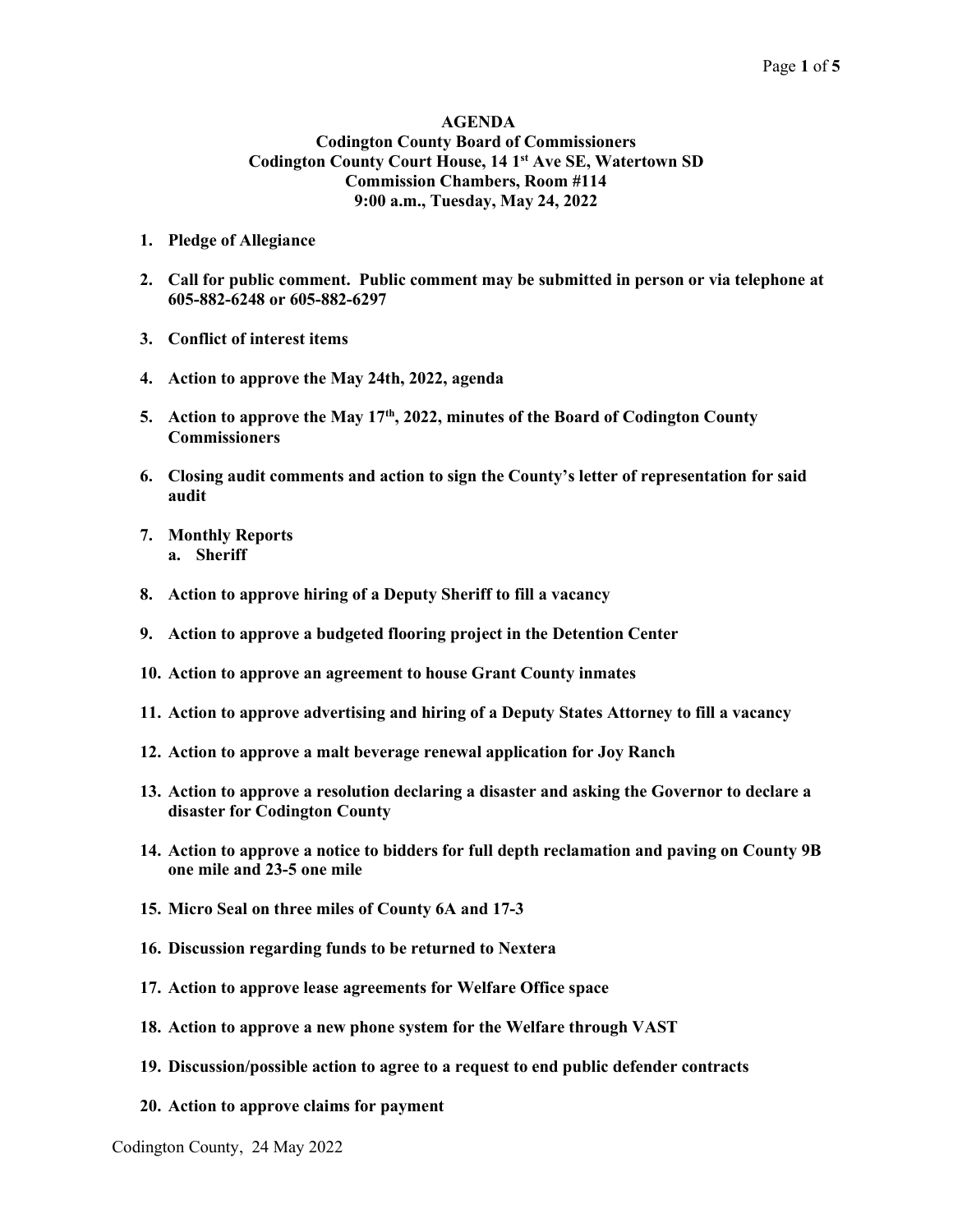**AGENDA**
**Codington County Board of Commissioners**
**Codington County Court House, 14 1st Ave SE, Watertown SD**
**Commission Chambers, Room #114**
**9:00 a.m., Tuesday, May 24, 2022**

1. **Pledge of Allegiance**

2. **Call for public comment. Public comment may be submitted in person or via telephone at 605-882-6248 or 605-882-6297**

3. **Conflict of interest items**

4. **Action to approve the May 24th, 2022, agenda**

5. **Action to approve the May 17th, 2022, minutes of the Board of Codington County Commissioners**

6. **Closing audit comments and action to sign the County's letter of representation for said audit**

7. **Monthly Reports**
   a. **Sheriff**

8. **Action to approve hiring of a Deputy Sheriff to fill a vacancy**

9. **Action to approve a budgeted flooring project in the Detention Center**

10. **Action to approve an agreement to house Grant County inmates**

11. **Action to approve advertising and hiring of a Deputy States Attorney to fill a vacancy**

12. **Action to approve a malt beverage renewal application for Joy Ranch**

13. **Action to approve a resolution declaring a disaster and asking the Governor to declare a disaster for Codington County**

14. **Action to approve a notice to bidders for full depth reclamation and paving on County 9B one mile and 23-5 one mile**

15. **Micro Seal on three miles of County 6A and 17-3**

16. **Discussion regarding funds to be returned to Nextera**

17. **Action to approve lease agreements for Welfare Office space**

18. **Action to approve a new phone system for the Welfare through VAST**

19. **Discussion/possible action to agree to a request to end public defender contracts**

20. **Action to approve claims for payment**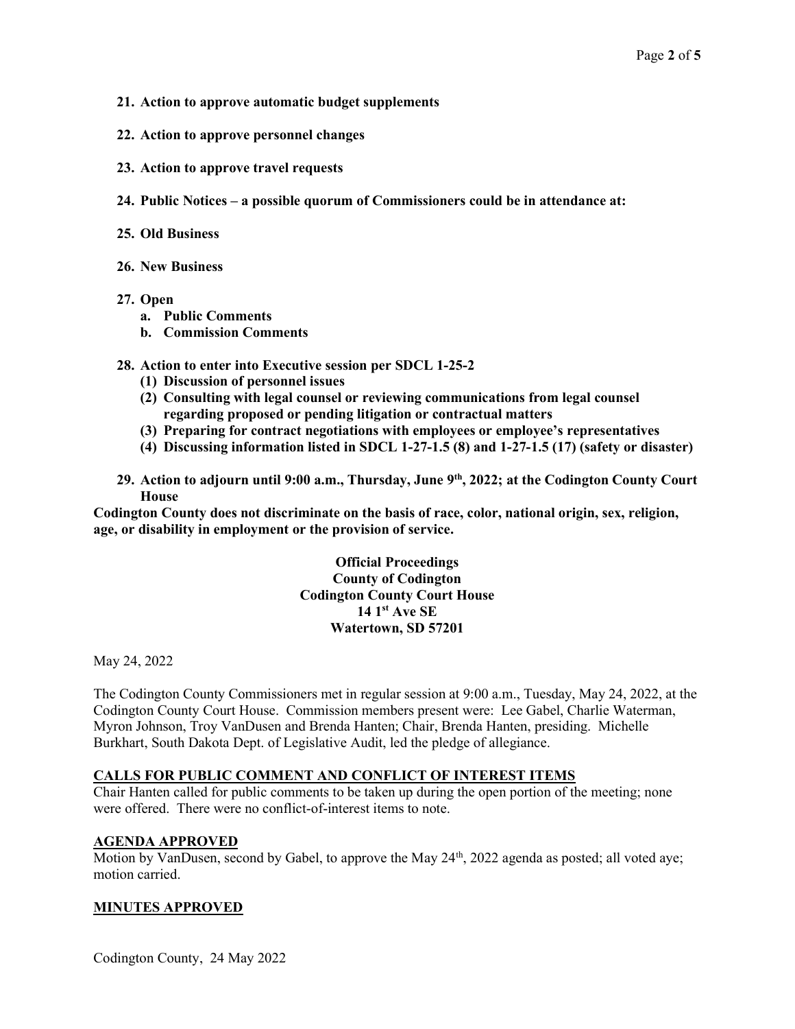**21. Action to approve automatic budget supplements**

**22. Action to approve personnel changes**

**23. Action to approve travel requests**

**24. Public Notices – a possible quorum of Commissioners could be in attendance at:**

**25. Old Business**

**26. New Business**

**27. Open**
   - **a. Public Comments**
   - **b. Commission Comments**

**28. Action to enter into Executive session per SDCL 1-25-2**
   - **(1) Discussion of personnel issues**
   - **(2) Consulting with legal counsel or reviewing communications from legal counsel regarding proposed or pending litigation or contractual matters**
   - **(3) Preparing for contract negotiations with employees or employee's representatives**
   - **(4) Discussing information listed in SDCL 1-27-1.5 (8) and 1-27-1.5 (17) (safety or disaster)**

**29. Action to adjourn until 9:00 a.m., Thursday, June 9th, 2022; at the Codington County Court House**

**Codington County does not discriminate on the basis of race, color, national origin, sex, religion, age, or disability in employment or the provision of service.**

**Official Proceedings**
**County of Codington**
**Codington County Court House**
**14 1st Ave SE**
**Watertown, SD 57201**

May 24, 2022

The Codington County Commissioners met in regular session at 9:00 a.m., Tuesday, May 24, 2022, at the Codington County Court House. Commission members present were: Lee Gabel, Charlie Waterman, Myron Johnson, Troy VanDusen and Brenda Hanten; Chair, Brenda Hanten, presiding. Michelle Burkhart, South Dakota Dept. of Legislative Audit, led the pledge of allegiance.

## CALLS FOR PUBLIC COMMENT AND CONFLICT OF INTEREST ITEMS

Chair Hanten called for public comments to be taken up during the open portion of the meeting; none were offered. There were no conflict-of-interest items to note.

## AGENDA APPROVED

Motion by VanDusen, second by Gabel, to approve the May 24th, 2022 agenda as posted; all voted aye; motion carried.

## MINUTES APPROVED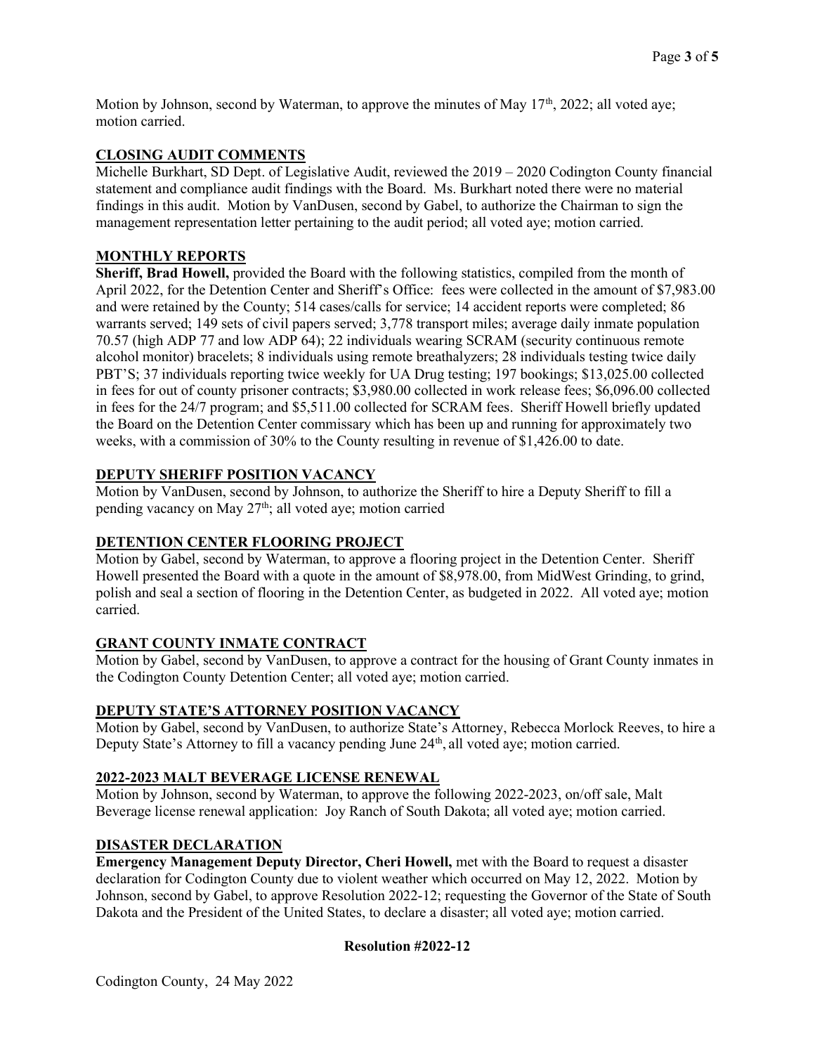Motion by Johnson, second by Waterman, to approve the minutes of May 17th, 2022; all voted aye; motion carried.

## CLOSING AUDIT COMMENTS

Michelle Burkhart, SD Dept. of Legislative Audit, reviewed the 2019 – 2020 Codington County financial statement and compliance audit findings with the Board. Ms. Burkhart noted there were no material findings in this audit. Motion by VanDusen, second by Gabel, to authorize the Chairman to sign the management representation letter pertaining to the audit period; all voted aye; motion carried.

## MONTHLY REPORTS

**Sheriff, Brad Howell,** provided the Board with the following statistics, compiled from the month of April 2022, for the Detention Center and Sheriff's Office: fees were collected in the amount of $7,983.00 and were retained by the County; 514 cases/calls for service; 14 accident reports were completed; 86 warrants served; 149 sets of civil papers served; 3,778 transport miles; average daily inmate population 70.57 (high ADP 77 and low ADP 64); 22 individuals wearing SCRAM (security continuous remote alcohol monitor) bracelets; 8 individuals using remote breathalyzers; 28 individuals testing twice daily PBT'S; 37 individuals reporting twice weekly for UA Drug testing; 197 bookings; $13,025.00 collected in fees for out of county prisoner contracts; $3,980.00 collected in work release fees; $6,096.00 collected in fees for the 24/7 program; and $5,511.00 collected for SCRAM fees. Sheriff Howell briefly updated the Board on the Detention Center commissary which has been up and running for approximately two weeks, with a commission of 30% to the County resulting in revenue of $1,426.00 to date.

## DEPUTY SHERIFF POSITION VACANCY

Motion by VanDusen, second by Johnson, to authorize the Sheriff to hire a Deputy Sheriff to fill a pending vacancy on May 27th; all voted aye; motion carried

## DETENTION CENTER FLOORING PROJECT

Motion by Gabel, second by Waterman, to approve a flooring project in the Detention Center. Sheriff Howell presented the Board with a quote in the amount of $8,978.00, from MidWest Grinding, to grind, polish and seal a section of flooring in the Detention Center, as budgeted in 2022. All voted aye; motion carried.

## GRANT COUNTY INMATE CONTRACT

Motion by Gabel, second by VanDusen, to approve a contract for the housing of Grant County inmates in the Codington County Detention Center; all voted aye; motion carried.

## DEPUTY STATE'S ATTORNEY POSITION VACANCY

Motion by Gabel, second by VanDusen, to authorize State's Attorney, Rebecca Morlock Reeves, to hire a Deputy State's Attorney to fill a vacancy pending June 24th, all voted aye; motion carried.

## 2022-2023 MALT BEVERAGE LICENSE RENEWAL

Motion by Johnson, second by Waterman, to approve the following 2022-2023, on/off sale, Malt Beverage license renewal application: Joy Ranch of South Dakota; all voted aye; motion carried.

## DISASTER DECLARATION

**Emergency Management Deputy Director, Cheri Howell,** met with the Board to request a disaster declaration for Codington County due to violent weather which occurred on May 12, 2022. Motion by Johnson, second by Gabel, to approve Resolution 2022-12; requesting the Governor of the State of South Dakota and the President of the United States, to declare a disaster; all voted aye; motion carried.

**Resolution #2022-12**

Codington County, 24 May 2022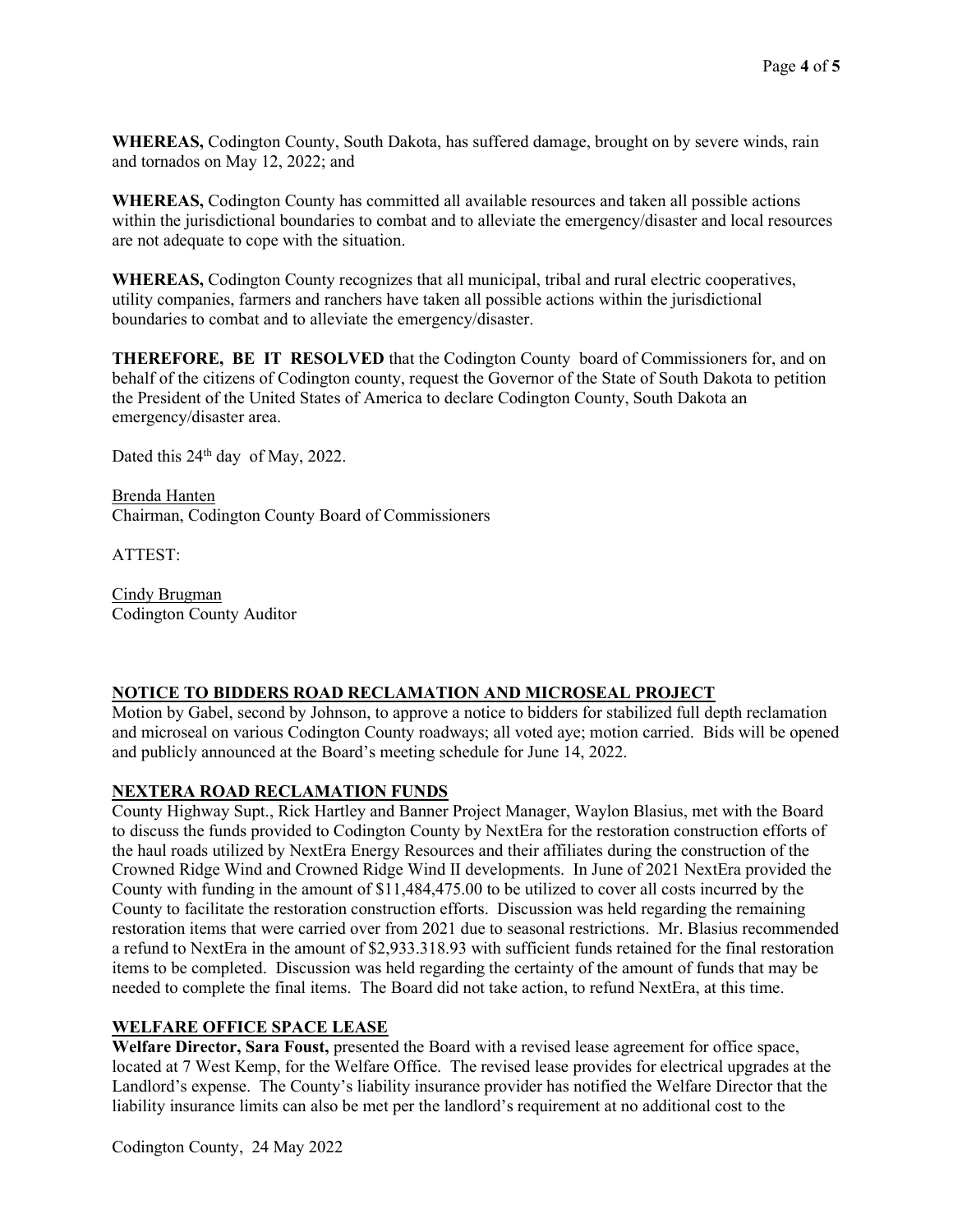**WHEREAS,** Codington County, South Dakota, has suffered damage, brought on by severe winds, rain and tornados on May 12, 2022; and

**WHEREAS,** Codington County has committed all available resources and taken all possible actions within the jurisdictional boundaries to combat and to alleviate the emergency/disaster and local resources are not adequate to cope with the situation.

**WHEREAS,** Codington County recognizes that all municipal, tribal and rural electric cooperatives, utility companies, farmers and ranchers have taken all possible actions within the jurisdictional boundaries to combat and to alleviate the emergency/disaster.

**THEREFORE, BE IT RESOLVED** that the Codington County board of Commissioners for, and on behalf of the citizens of Codington county, request the Governor of the State of South Dakota to petition the President of the United States of America to declare Codington County, South Dakota an emergency/disaster area.

Dated this 24th day of May, 2022.

Brenda Hanten
Chairman, Codington County Board of Commissioners

ATTEST:

Cindy Brugman
Codington County Auditor

## NOTICE TO BIDDERS ROAD RECLAMATION AND MICROSEAL PROJECT

Motion by Gabel, second by Johnson, to approve a notice to bidders for stabilized full depth reclamation and microseal on various Codington County roadways; all voted aye; motion carried. Bids will be opened and publicly announced at the Board's meeting schedule for June 14, 2022.

## NEXTERA ROAD RECLAMATION FUNDS

County Highway Supt., Rick Hartley and Banner Project Manager, Waylon Blasius, met with the Board to discuss the funds provided to Codington County by NextEra for the restoration construction efforts of the haul roads utilized by NextEra Energy Resources and their affiliates during the construction of the Crowned Ridge Wind and Crowned Ridge Wind II developments. In June of 2021 NextEra provided the County with funding in the amount of $11,484,475.00 to be utilized to cover all costs incurred by the County to facilitate the restoration construction efforts. Discussion was held regarding the remaining restoration items that were carried over from 2021 due to seasonal restrictions. Mr. Blasius recommended a refund to NextEra in the amount of $2,933.318.93 with sufficient funds retained for the final restoration items to be completed. Discussion was held regarding the certainty of the amount of funds that may be needed to complete the final items. The Board did not take action, to refund NextEra, at this time.

## WELFARE OFFICE SPACE LEASE

**Welfare Director, Sara Foust,** presented the Board with a revised lease agreement for office space, located at 7 West Kemp, for the Welfare Office. The revised lease provides for electrical upgrades at the Landlord's expense. The County's liability insurance provider has notified the Welfare Director that the liability insurance limits can also be met per the landlord's requirement at no additional cost to the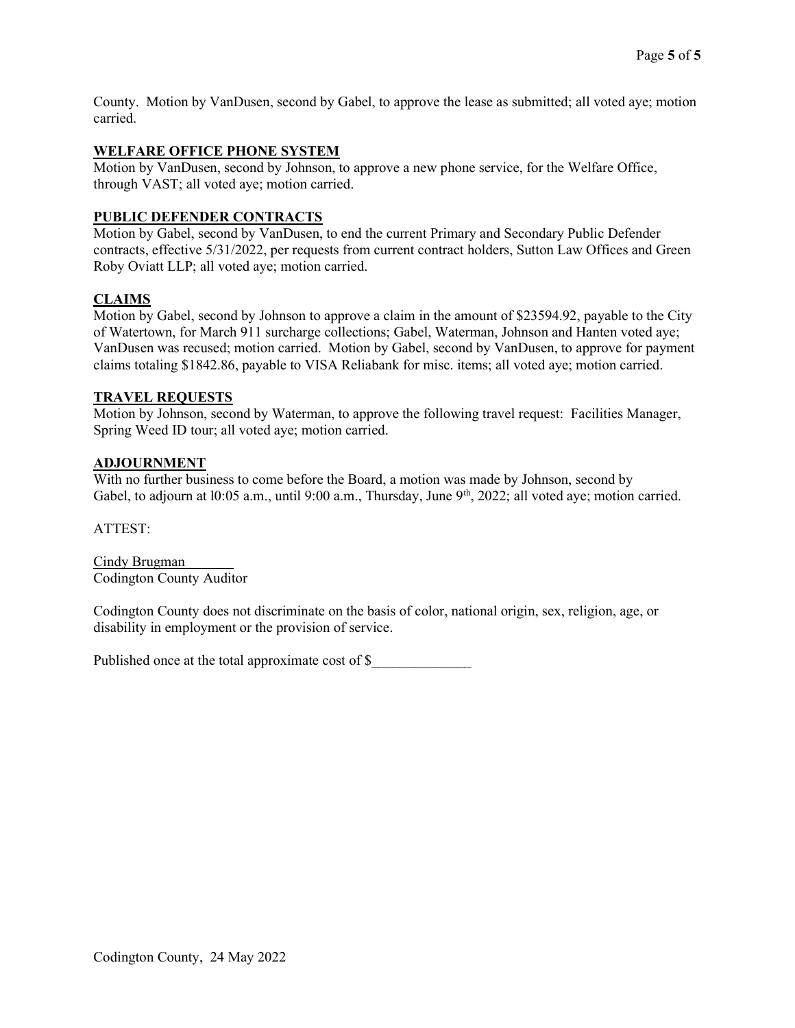County. Motion by VanDusen, second by Gabel, to approve the lease as submitted; all voted aye; motion carried.

**WELFARE OFFICE PHONE SYSTEM**

Motion by VanDusen, second by Johnson, to approve a new phone service, for the Welfare Office, through VAST; all voted aye; motion carried.

**PUBLIC DEFENDER CONTRACTS**

Motion by Gabel, second by VanDusen, to end the current Primary and Secondary Public Defender contracts, effective 5/31/2022, per requests from current contract holders, Sutton Law Offices and Green Roby Oviatt LLP; all voted aye; motion carried.

**CLAIMS**

Motion by Gabel, second by Johnson to approve a claim in the amount of $23594.92, payable to the City of Watertown, for March 911 surcharge collections; Gabel, Waterman, Johnson and Hanten voted aye; VanDusen was recused; motion carried. Motion by Gabel, second by VanDusen, to approve for payment claims totaling $1842.86, payable to VISA Reliabank for misc. items; all voted aye; motion carried.

**TRAVEL REQUESTS**

Motion by Johnson, second by Waterman, to approve the following travel request: Facilities Manager, Spring Weed ID tour; all voted aye; motion carried.

**ADJOURNMENT**

With no further business to come before the Board, a motion was made by Johnson, second by Gabel, to adjourn at l0:05 a.m., until 9:00 a.m., Thursday, June 9th, 2022; all voted aye; motion carried.

ATTEST:

Cindy Brugman
Codington County Auditor

Codington County does not discriminate on the basis of color, national origin, sex, religion, age, or disability in employment or the provision of service.

Published once at the total approximate cost of $______________

Codington County, 24 May 2022